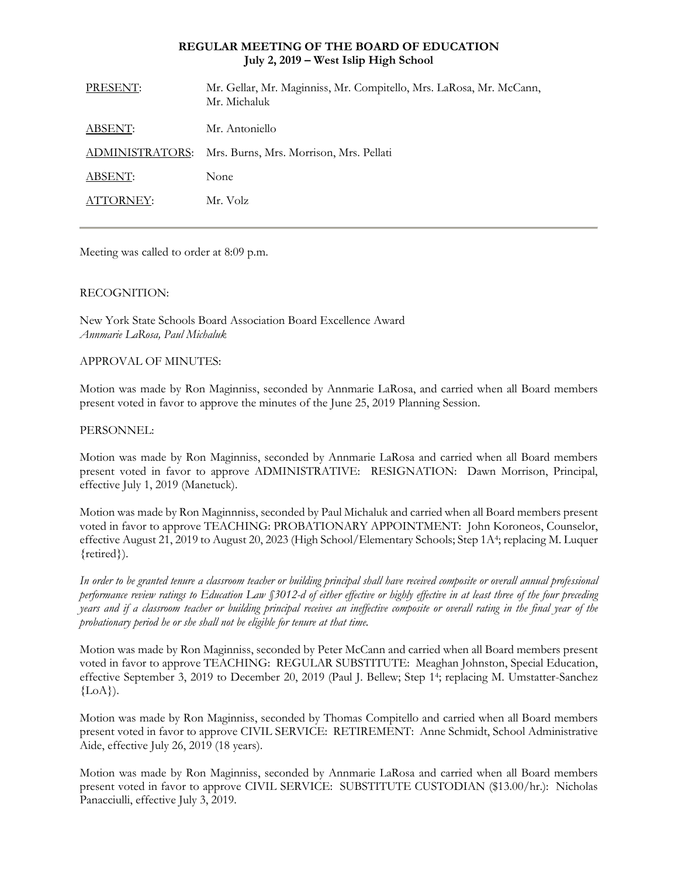**REGULAR MEETING OF THE BOARD OF EDUCATION**
**July 2, 2019 – West Islip High School**

| | |
|---|---|
| PRESENT: | Mr. Gellar, Mr. Maginniss, Mr. Compitello, Mrs. LaRosa, Mr. McCann, Mr. Michaluk |
| ABSENT: | Mr. Antoniello |
| ADMINISTRATORS: | Mrs. Burns, Mrs. Morrison, Mrs. Pellati |
| ABSENT: | None |
| ATTORNEY: | Mr. Volz |

---

Meeting was called to order at 8:09 p.m.

RECOGNITION:

New York State Schools Board Association Board Excellence Award
*Annmarie LaRosa, Paul Michaluk*

APPROVAL OF MINUTES:

Motion was made by Ron Maginniss, seconded by Annmarie LaRosa, and carried when all Board members present voted in favor to approve the minutes of the June 25, 2019 Planning Session.

PERSONNEL:

Motion was made by Ron Maginniss, seconded by Annmarie LaRosa and carried when all Board members present voted in favor to approve ADMINISTRATIVE: RESIGNATION: Dawn Morrison, Principal, effective July 1, 2019 (Manetuck).

Motion was made by Ron Maginnniss, seconded by Paul Michaluk and carried when all Board members present voted in favor to approve TEACHING: PROBATIONARY APPOINTMENT: John Koroneos, Counselor, effective August 21, 2019 to August 20, 2023 (High School/Elementary Schools; Step 1A[4]; replacing M. Luquer {retired}).

*In order to be granted tenure a classroom teacher or building principal shall have received composite or overall annual professional performance review ratings to Education Law §3012-d of either effective or highly effective in at least three of the four preceding years and if a classroom teacher or building principal receives an ineffective composite or overall rating in the final year of the probationary period he or she shall not be eligible for tenure at that time.*

Motion was made by Ron Maginniss, seconded by Peter McCann and carried when all Board members present voted in favor to approve TEACHING: REGULAR SUBSTITUTE: Meaghan Johnston, Special Education, effective September 3, 2019 to December 20, 2019 (Paul J. Bellew; Step 1[4]; replacing M. Umstatter-Sanchez {LoA}).

Motion was made by Ron Maginniss, seconded by Thomas Compitello and carried when all Board members present voted in favor to approve CIVIL SERVICE: RETIREMENT: Anne Schmidt, School Administrative Aide, effective July 26, 2019 (18 years).

Motion was made by Ron Maginniss, seconded by Annmarie LaRosa and carried when all Board members present voted in favor to approve CIVIL SERVICE: SUBSTITUTE CUSTODIAN ($13.00/hr.): Nicholas Panacciulli, effective July 3, 2019.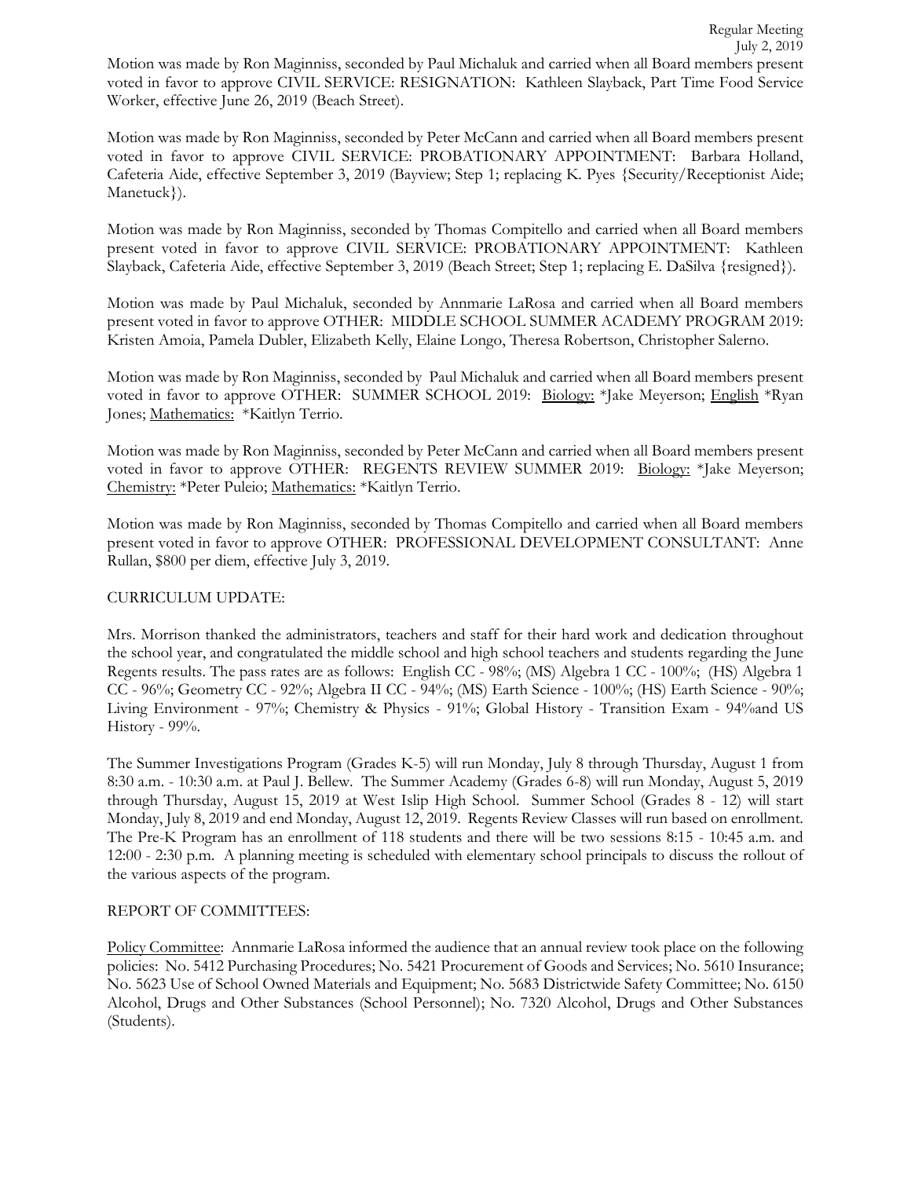Motion was made by Ron Maginniss, seconded by Paul Michaluk and carried when all Board members present voted in favor to approve CIVIL SERVICE: RESIGNATION: Kathleen Slayback, Part Time Food Service Worker, effective June 26, 2019 (Beach Street).

Motion was made by Ron Maginniss, seconded by Peter McCann and carried when all Board members present voted in favor to approve CIVIL SERVICE: PROBATIONARY APPOINTMENT: Barbara Holland, Cafeteria Aide, effective September 3, 2019 (Bayview; Step 1; replacing K. Pyes {Security/Receptionist Aide; Manetuck}).

Motion was made by Ron Maginniss, seconded by Thomas Compitello and carried when all Board members present voted in favor to approve CIVIL SERVICE: PROBATIONARY APPOINTMENT: Kathleen Slayback, Cafeteria Aide, effective September 3, 2019 (Beach Street; Step 1; replacing E. DaSilva {resigned}).

Motion was made by Paul Michaluk, seconded by Annmarie LaRosa and carried when all Board members present voted in favor to approve OTHER: MIDDLE SCHOOL SUMMER ACADEMY PROGRAM 2019: Kristen Amoia, Pamela Dubler, Elizabeth Kelly, Elaine Longo, Theresa Robertson, Christopher Salerno.

Motion was made by Ron Maginniss, seconded by Paul Michaluk and carried when all Board members present voted in favor to approve OTHER: SUMMER SCHOOL 2019: Biology: *Jake Meyerson; English *Ryan Jones; Mathematics: *Kaitlyn Terrio.

Motion was made by Ron Maginniss, seconded by Peter McCann and carried when all Board members present voted in favor to approve OTHER: REGENTS REVIEW SUMMER 2019: Biology: *Jake Meyerson; Chemistry: *Peter Puleio; Mathematics: *Kaitlyn Terrio.

Motion was made by Ron Maginniss, seconded by Thomas Compitello and carried when all Board members present voted in favor to approve OTHER: PROFESSIONAL DEVELOPMENT CONSULTANT: Anne Rullan, $800 per diem, effective July 3, 2019.

CURRICULUM UPDATE:

Mrs. Morrison thanked the administrators, teachers and staff for their hard work and dedication throughout the school year, and congratulated the middle school and high school teachers and students regarding the June Regents results. The pass rates are as follows: English CC - 98%; (MS) Algebra 1 CC - 100%; (HS) Algebra 1 CC - 96%; Geometry CC - 92%; Algebra II CC - 94%; (MS) Earth Science - 100%; (HS) Earth Science - 90%; Living Environment - 97%; Chemistry & Physics - 91%; Global History - Transition Exam - 94%and US History - 99%.

The Summer Investigations Program (Grades K-5) will run Monday, July 8 through Thursday, August 1 from 8:30 a.m. - 10:30 a.m. at Paul J. Bellew. The Summer Academy (Grades 6-8) will run Monday, August 5, 2019 through Thursday, August 15, 2019 at West Islip High School. Summer School (Grades 8 - 12) will start Monday, July 8, 2019 and end Monday, August 12, 2019. Regents Review Classes will run based on enrollment. The Pre-K Program has an enrollment of 118 students and there will be two sessions 8:15 - 10:45 a.m. and 12:00 - 2:30 p.m. A planning meeting is scheduled with elementary school principals to discuss the rollout of the various aspects of the program.

REPORT OF COMMITTEES:

Policy Committee: Annmarie LaRosa informed the audience that an annual review took place on the following policies: No. 5412 Purchasing Procedures; No. 5421 Procurement of Goods and Services; No. 5610 Insurance; No. 5623 Use of School Owned Materials and Equipment; No. 5683 Districtwide Safety Committee; No. 6150 Alcohol, Drugs and Other Substances (School Personnel); No. 7320 Alcohol, Drugs and Other Substances (Students).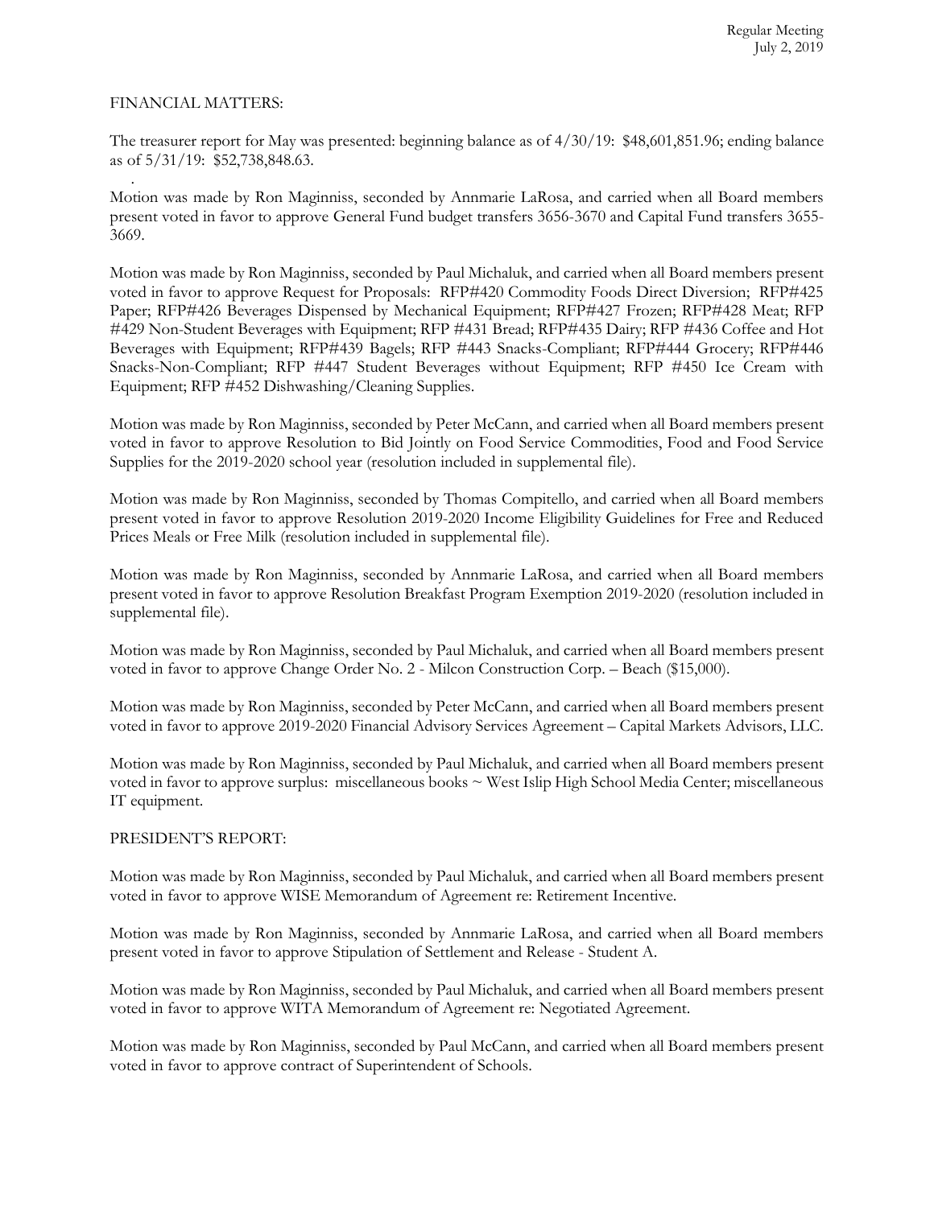FINANCIAL MATTERS:

The treasurer report for May was presented: beginning balance as of 4/30/19: $48,601,851.96; ending balance as of 5/31/19: $52,738,848.63.

Motion was made by Ron Maginniss, seconded by Annmarie LaRosa, and carried when all Board members present voted in favor to approve General Fund budget transfers 3656-3670 and Capital Fund transfers 3655-3669.

Motion was made by Ron Maginniss, seconded by Paul Michaluk, and carried when all Board members present voted in favor to approve Request for Proposals: RFP#420 Commodity Foods Direct Diversion; RFP#425 Paper; RFP#426 Beverages Dispensed by Mechanical Equipment; RFP#427 Frozen; RFP#428 Meat; RFP #429 Non-Student Beverages with Equipment; RFP #431 Bread; RFP#435 Dairy; RFP #436 Coffee and Hot Beverages with Equipment; RFP#439 Bagels; RFP #443 Snacks-Compliant; RFP#444 Grocery; RFP#446 Snacks-Non-Compliant; RFP #447 Student Beverages without Equipment; RFP #450 Ice Cream with Equipment; RFP #452 Dishwashing/Cleaning Supplies.

Motion was made by Ron Maginniss, seconded by Peter McCann, and carried when all Board members present voted in favor to approve Resolution to Bid Jointly on Food Service Commodities, Food and Food Service Supplies for the 2019-2020 school year (resolution included in supplemental file).

Motion was made by Ron Maginniss, seconded by Thomas Compitello, and carried when all Board members present voted in favor to approve Resolution 2019-2020 Income Eligibility Guidelines for Free and Reduced Prices Meals or Free Milk (resolution included in supplemental file).

Motion was made by Ron Maginniss, seconded by Annmarie LaRosa, and carried when all Board members present voted in favor to approve Resolution Breakfast Program Exemption 2019-2020 (resolution included in supplemental file).

Motion was made by Ron Maginniss, seconded by Paul Michaluk, and carried when all Board members present voted in favor to approve Change Order No. 2 - Milcon Construction Corp. – Beach ($15,000).

Motion was made by Ron Maginniss, seconded by Peter McCann, and carried when all Board members present voted in favor to approve 2019-2020 Financial Advisory Services Agreement – Capital Markets Advisors, LLC.

Motion was made by Ron Maginniss, seconded by Paul Michaluk, and carried when all Board members present voted in favor to approve surplus: miscellaneous books ~ West Islip High School Media Center; miscellaneous IT equipment.

PRESIDENT'S REPORT:

Motion was made by Ron Maginniss, seconded by Paul Michaluk, and carried when all Board members present voted in favor to approve WISE Memorandum of Agreement re: Retirement Incentive.

Motion was made by Ron Maginniss, seconded by Annmarie LaRosa, and carried when all Board members present voted in favor to approve Stipulation of Settlement and Release - Student A.

Motion was made by Ron Maginniss, seconded by Paul Michaluk, and carried when all Board members present voted in favor to approve WITA Memorandum of Agreement re: Negotiated Agreement.

Motion was made by Ron Maginniss, seconded by Paul McCann, and carried when all Board members present voted in favor to approve contract of Superintendent of Schools.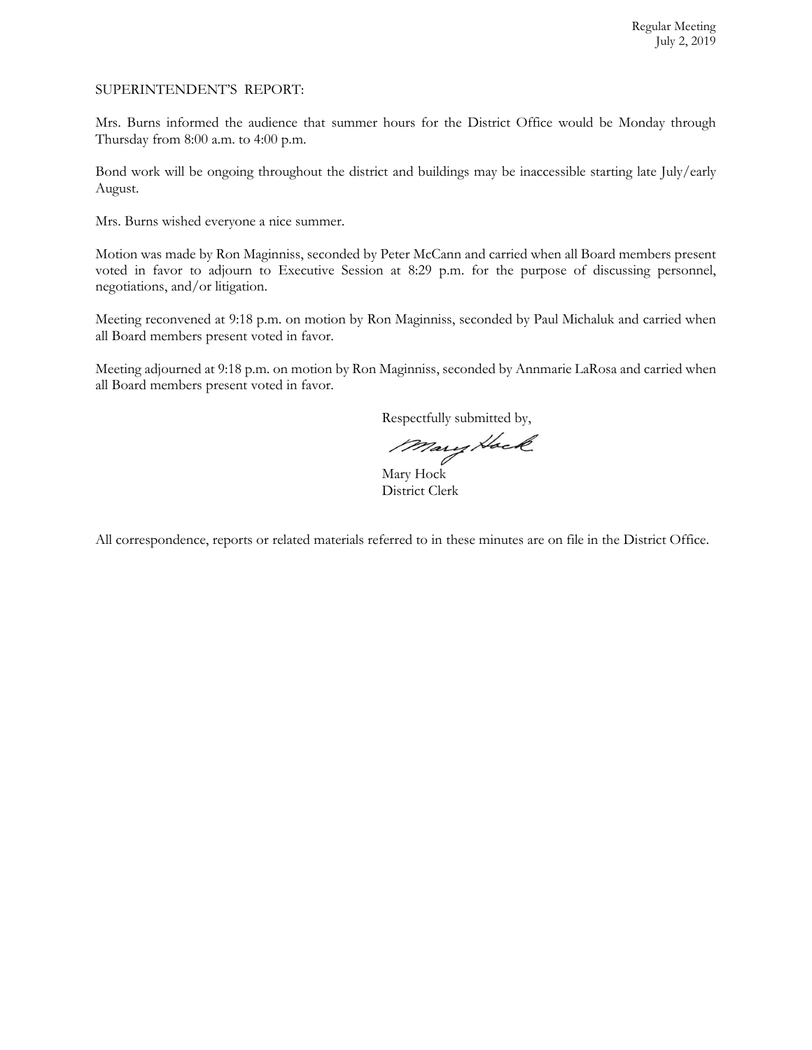SUPERINTENDENT'S REPORT:

Mrs. Burns informed the audience that summer hours for the District Office would be Monday through Thursday from 8:00 a.m. to 4:00 p.m.

Bond work will be ongoing throughout the district and buildings may be inaccessible starting late July/early August.

Mrs. Burns wished everyone a nice summer.

Motion was made by Ron Maginniss, seconded by Peter McCann and carried when all Board members present voted in favor to adjourn to Executive Session at 8:29 p.m. for the purpose of discussing personnel, negotiations, and/or litigation.

Meeting reconvened at 9:18 p.m. on motion by Ron Maginniss, seconded by Paul Michaluk and carried when all Board members present voted in favor.

Meeting adjourned at 9:18 p.m. on motion by Ron Maginniss, seconded by Annmarie LaRosa and carried when all Board members present voted in favor.

Respectfully submitted by,

Mary Hock

Mary Hock
District Clerk

All correspondence, reports or related materials referred to in these minutes are on file in the District Office.